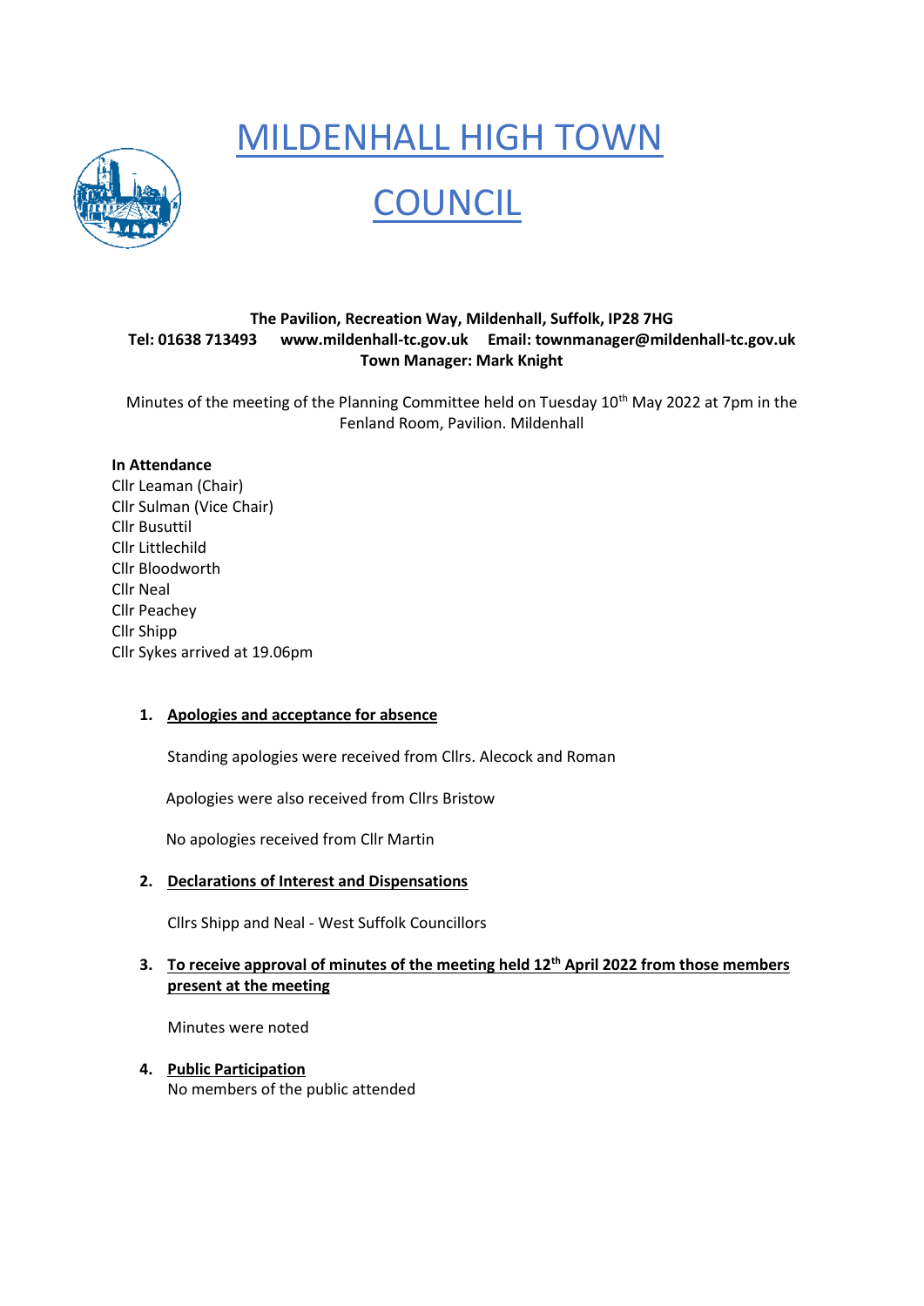# MILDENHALL HIGH TOWN COUNCIL

**The Pavilion, Recreation Way, Mildenhall, Suffolk, IP28 7HG**
**Tel: 01638 713493 www.mildenhall-tc.gov.uk Email: townmanager@mildenhall-tc.gov.uk**
**Town Manager: Mark Knight**

Minutes of the meeting of the Planning Committee held on Tuesday 10th May 2022 at 7pm in the Fenland Room, Pavilion. Mildenhall

**In Attendance**
Cllr Leaman (Chair)
Cllr Sulman (Vice Chair)
Cllr Busuttil
Cllr Littlechild
Cllr Bloodworth
Cllr Neal
Cllr Peachey
Cllr Shipp
Cllr Sykes arrived at 19.06pm

1. **Apologies and acceptance for absence**

   Standing apologies were received from Cllrs. Alecock and Roman

   Apologies were also received from Cllrs Bristow

   No apologies received from Cllr Martin

2. **Declarations of Interest and Dispensations**

   Cllrs Shipp and Neal - West Suffolk Councillors

3. **To receive approval of minutes of the meeting held 12th April 2022 from those members present at the meeting**

   Minutes were noted

4. **Public Participation**
   No members of the public attended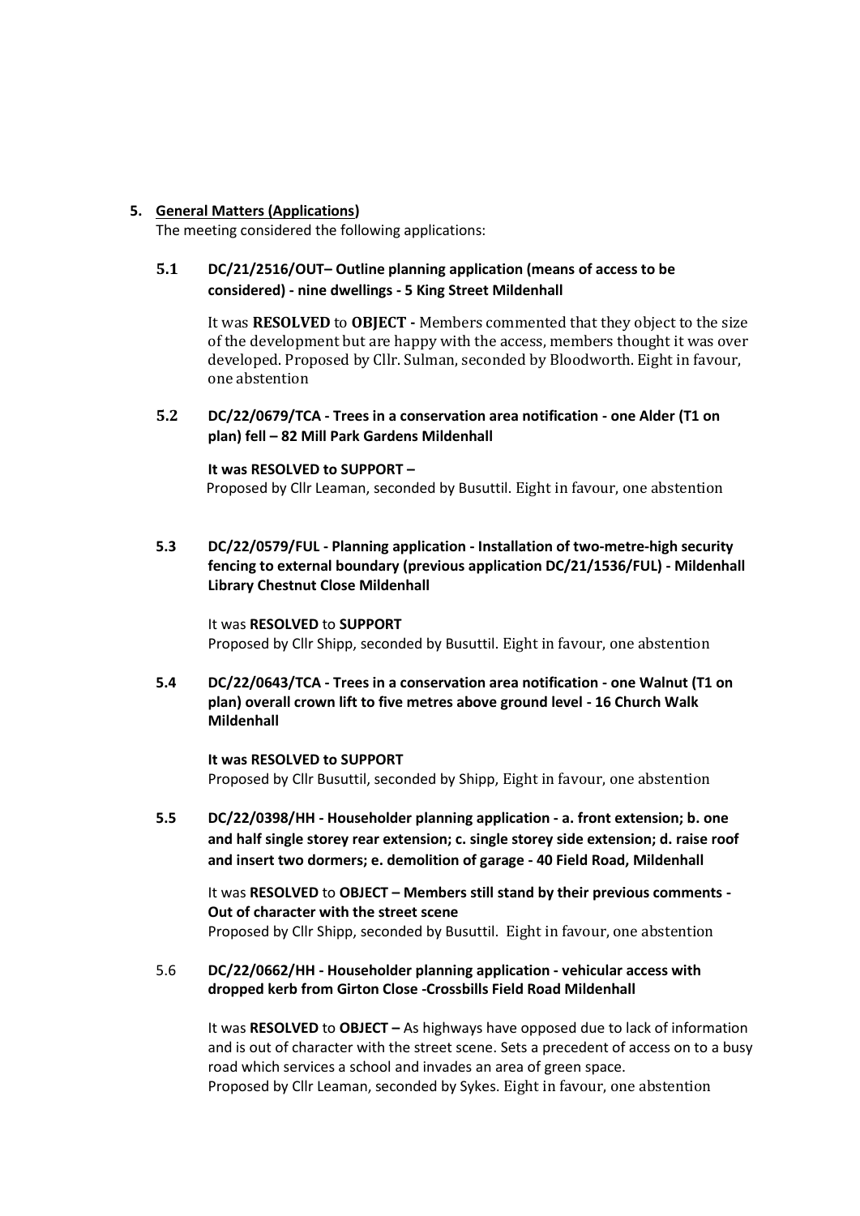## 5. General Matters (Applications)

The meeting considered the following applications:

### 5.1 DC/21/2516/OUT– Outline planning application (means of access to be considered) - nine dwellings - 5 King Street Mildenhall

It was **RESOLVED** to **OBJECT -** Members commented that they object to the size of the development but are happy with the access, members thought it was over developed. Proposed by Cllr. Sulman, seconded by Bloodworth. Eight in favour, one abstention

### 5.2 DC/22/0679/TCA - Trees in a conservation area notification - one Alder (T1 on plan) fell – 82 Mill Park Gardens Mildenhall

**It was RESOLVED to SUPPORT –**

Proposed by Cllr Leaman, seconded by Busuttil. Eight in favour, one abstention

### 5.3 DC/22/0579/FUL - Planning application - Installation of two-metre-high security fencing to external boundary (previous application DC/21/1536/FUL) - Mildenhall Library Chestnut Close Mildenhall

It was **RESOLVED** to **SUPPORT**

Proposed by Cllr Shipp, seconded by Busuttil. Eight in favour, one abstention

### 5.4 DC/22/0643/TCA - Trees in a conservation area notification - one Walnut (T1 on plan) overall crown lift to five metres above ground level - 16 Church Walk Mildenhall

**It was RESOLVED to SUPPORT**

Proposed by Cllr Busuttil, seconded by Shipp, Eight in favour, one abstention

### 5.5 DC/22/0398/HH - Householder planning application - a. front extension; b. one and half single storey rear extension; c. single storey side extension; d. raise roof and insert two dormers; e. demolition of garage - 40 Field Road, Mildenhall

It was **RESOLVED** to **OBJECT – Members still stand by their previous comments - Out of character with the street scene**

Proposed by Cllr Shipp, seconded by Busuttil. Eight in favour, one abstention

### 5.6 DC/22/0662/HH - Householder planning application - vehicular access with dropped kerb from Girton Close -Crossbills Field Road Mildenhall

It was **RESOLVED** to **OBJECT –** As highways have opposed due to lack of information and is out of character with the street scene. Sets a precedent of access on to a busy road which services a school and invades an area of green space.

Proposed by Cllr Leaman, seconded by Sykes. Eight in favour, one abstention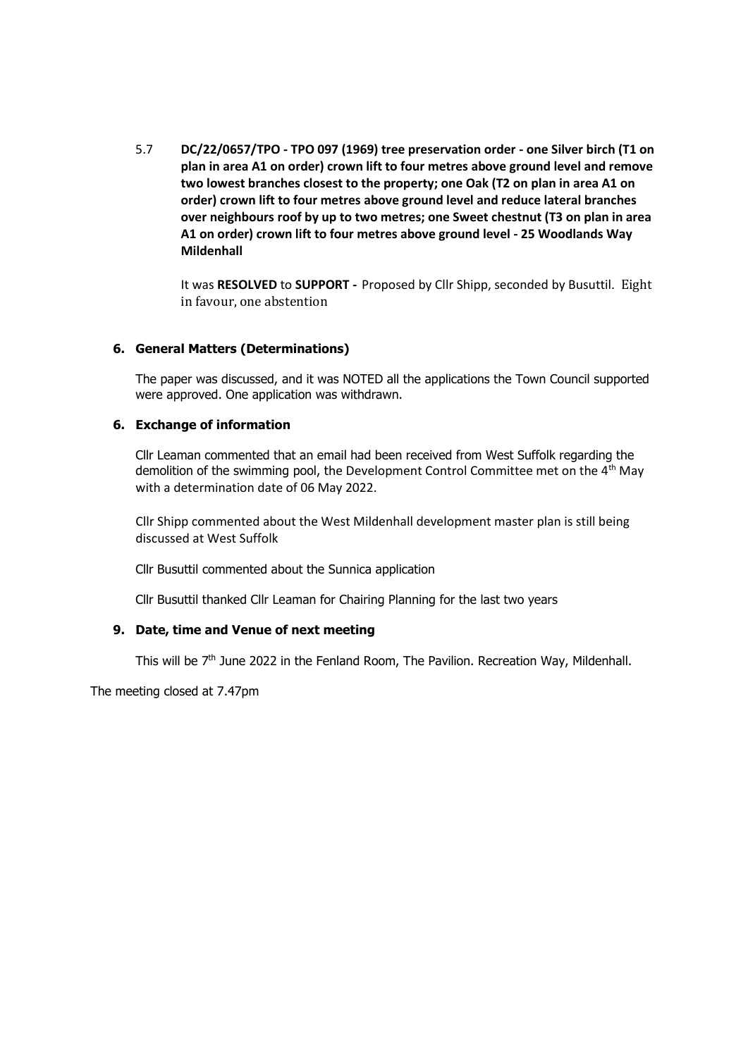5.7 **DC/22/0657/TPO - TPO 097 (1969) tree preservation order - one Silver birch (T1 on plan in area A1 on order) crown lift to four metres above ground level and remove two lowest branches closest to the property; one Oak (T2 on plan in area A1 on order) crown lift to four metres above ground level and reduce lateral branches over neighbours roof by up to two metres; one Sweet chestnut (T3 on plan in area A1 on order) crown lift to four metres above ground level - 25 Woodlands Way Mildenhall**

It was **RESOLVED** to **SUPPORT -** Proposed by Cllr Shipp, seconded by Busuttil. Eight in favour, one abstention

### 6. General Matters (Determinations)

The paper was discussed, and it was NOTED all the applications the Town Council supported were approved. One application was withdrawn.

### 6. Exchange of information

Cllr Leaman commented that an email had been received from West Suffolk regarding the demolition of the swimming pool, the Development Control Committee met on the 4th May with a determination date of 06 May 2022.

Cllr Shipp commented about the West Mildenhall development master plan is still being discussed at West Suffolk

Cllr Busuttil commented about the Sunnica application

Cllr Busuttil thanked Cllr Leaman for Chairing Planning for the last two years

### 9. Date, time and Venue of next meeting

This will be 7th June 2022 in the Fenland Room, The Pavilion. Recreation Way, Mildenhall.

The meeting closed at 7.47pm